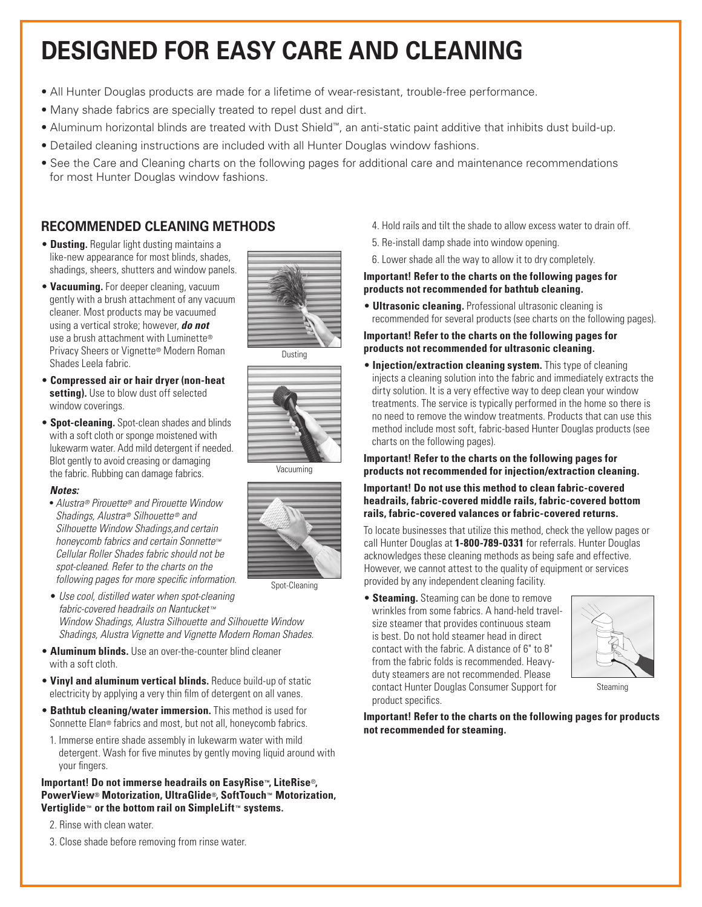# DESIGNED FOR EASY CARE AND CLEANING

- All Hunter Douglas products are made for a lifetime of wear-resistant, trouble-free performance.
- Many shade fabrics are specially treated to repel dust and dirt.
- Aluminum horizontal blinds are treated with Dust Shield™, an anti-static paint additive that inhibits dust build-up.
- Detailed cleaning instructions are included with all Hunter Douglas window fashions.
- See the Care and Cleaning charts on the following pages for additional care and maintenance recommendations for most Hunter Douglas window fashions.

## RECOMMENDED CLEANING METHODS

- **Dusting.** Regular light dusting maintains a like-new appearance for most blinds, shades, shadings, sheers, shutters and window panels.
- **Vacuuming.** For deeper cleaning, vacuum gently with a brush attachment of any vacuum cleaner. Most products may be vacuumed using a vertical stroke; however, ***do not*** use a brush attachment with Luminette® Privacy Sheers or Vignette® Modern Roman Shades Leela fabric.
- **Compressed air or hair dryer (non-heat setting).** Use to blow dust off selected window coverings.
- **Spot-cleaning.** Spot-clean shades and blinds with a soft cloth or sponge moistened with lukewarm water. Add mild detergent if needed. Blot gently to avoid creasing or damaging the fabric. Rubbing can damage fabrics.

  ***Notes:***
  - *Alustra® Pirouette® and Pirouette Window Shadings, Alustra® Silhouette® and Silhouette Window Shadings,and certain honeycomb fabrics and certain Sonnette™ Cellular Roller Shades fabric should not be spot-cleaned. Refer to the charts on the following pages for more specific information.*
  - *Use cool, distilled water when spot-cleaning fabric-covered headrails on Nantucket™ Window Shadings, Alustra Silhouette and Silhouette Window Shadings, Alustra Vignette and Vignette Modern Roman Shades.*

Dusting

Vacuuming

Spot-Cleaning

- **Aluminum blinds.** Use an over-the-counter blind cleaner with a soft cloth.
- **Vinyl and aluminum vertical blinds.** Reduce build-up of static electricity by applying a very thin film of detergent on all vanes.
- **Bathtub cleaning/water immersion.** This method is used for Sonnette Elan® fabrics and most, but not all, honeycomb fabrics.
  1. Immerse entire shade assembly in lukewarm water with mild detergent. Wash for five minutes by gently moving liquid around with your fingers.

  **Important! Do not immerse headrails on EasyRise™, LiteRise®, PowerView® Motorization, UltraGlide®, SoftTouch™ Motorization, Vertiglide™ or the bottom rail on SimpleLift™ systems.**

  2. Rinse with clean water.
  3. Close shade before removing from rinse water.
  4. Hold rails and tilt the shade to allow excess water to drain off.
  5. Re-install damp shade into window opening.
  6. Lower shade all the way to allow it to dry completely.

**Important! Refer to the charts on the following pages for products not recommended for bathtub cleaning.**

- **Ultrasonic cleaning.** Professional ultrasonic cleaning is recommended for several products (see charts on the following pages).

**Important! Refer to the charts on the following pages for products not recommended for ultrasonic cleaning.**

- **Injection/extraction cleaning system.** This type of cleaning injects a cleaning solution into the fabric and immediately extracts the dirty solution. It is a very effective way to deep clean your window treatments. The service is typically performed in the home so there is no need to remove the window treatments. Products that can use this method include most soft, fabric-based Hunter Douglas products (see charts on the following pages).

**Important! Refer to the charts on the following pages for products not recommended for injection/extraction cleaning.**

**Important! Do not use this method to clean fabric-covered headrails, fabric-covered middle rails, fabric-covered bottom rails, fabric-covered valances or fabric-covered returns.**

To locate businesses that utilize this method, check the yellow pages or call Hunter Douglas at **1-800-789-0331** for referrals. Hunter Douglas acknowledges these cleaning methods as being safe and effective. However, we cannot attest to the quality of equipment or services provided by any independent cleaning facility.

- **Steaming.** Steaming can be done to remove wrinkles from some fabrics. A hand-held travel-size steamer that provides continuous steam is best. Do not hold steamer head in direct contact with the fabric. A distance of 6" to 8" from the fabric folds is recommended. Heavy-duty steamers are not recommended. Please contact Hunter Douglas Consumer Support for product specifics.

Steaming

**Important! Refer to the charts on the following pages for products not recommended for steaming.**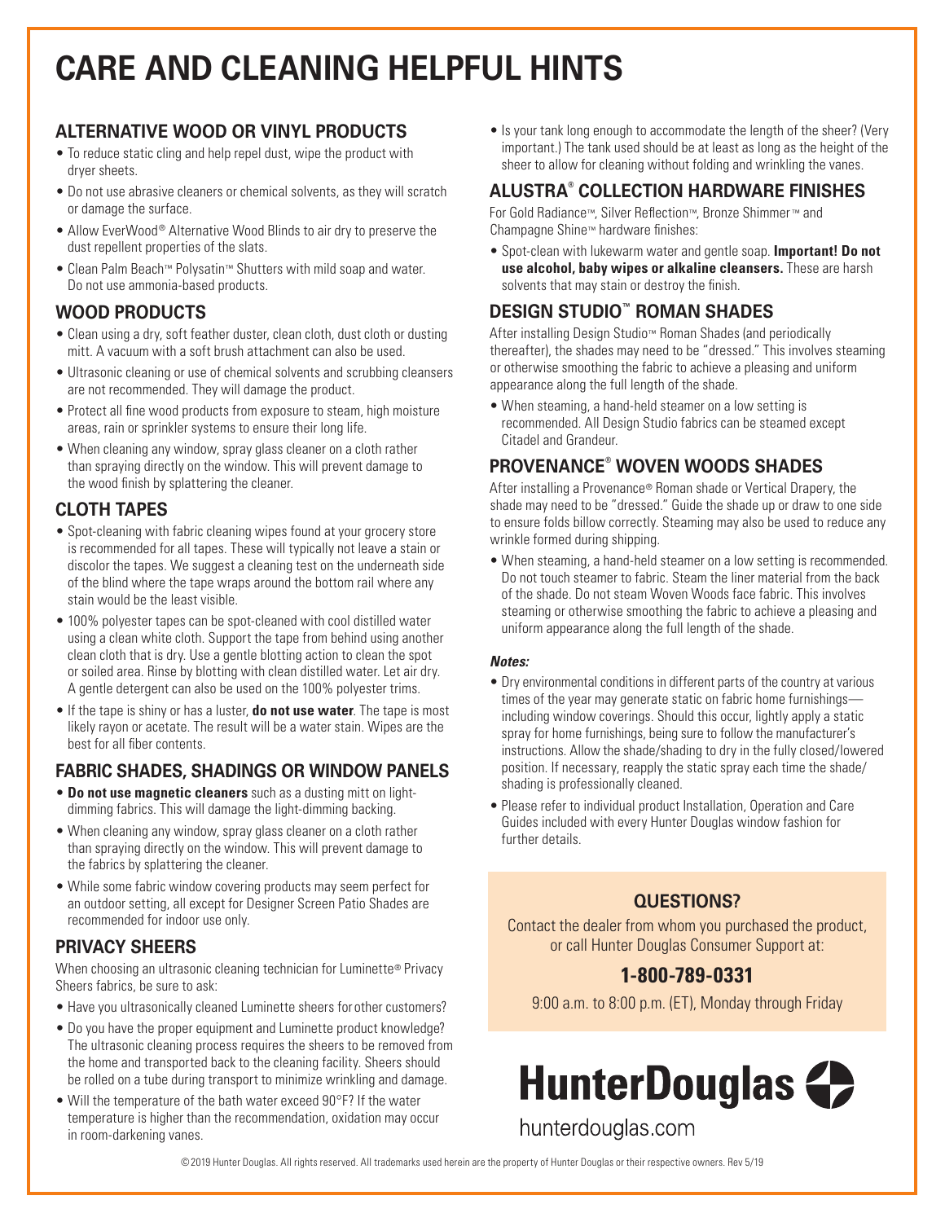# CARE AND CLEANING HELPFUL HINTS

## ALTERNATIVE WOOD OR VINYL PRODUCTS

- To reduce static cling and help repel dust, wipe the product with dryer sheets.
- Do not use abrasive cleaners or chemical solvents, as they will scratch or damage the surface.
- Allow EverWood® Alternative Wood Blinds to air dry to preserve the dust repellent properties of the slats.
- Clean Palm Beach™ Polysatin™ Shutters with mild soap and water. Do not use ammonia-based products.

## WOOD PRODUCTS

- Clean using a dry, soft feather duster, clean cloth, dust cloth or dusting mitt. A vacuum with a soft brush attachment can also be used.
- Ultrasonic cleaning or use of chemical solvents and scrubbing cleansers are not recommended. They will damage the product.
- Protect all fine wood products from exposure to steam, high moisture areas, rain or sprinkler systems to ensure their long life.
- When cleaning any window, spray glass cleaner on a cloth rather than spraying directly on the window. This will prevent damage to the wood finish by splattering the cleaner.

## CLOTH TAPES

- Spot-cleaning with fabric cleaning wipes found at your grocery store is recommended for all tapes. These will typically not leave a stain or discolor the tapes. We suggest a cleaning test on the underneath side of the blind where the tape wraps around the bottom rail where any stain would be the least visible.
- 100% polyester tapes can be spot-cleaned with cool distilled water using a clean white cloth. Support the tape from behind using another clean cloth that is dry. Use a gentle blotting action to clean the spot or soiled area. Rinse by blotting with clean distilled water. Let air dry. A gentle detergent can also be used on the 100% polyester trims.
- If the tape is shiny or has a luster, **do not use water**. The tape is most likely rayon or acetate. The result will be a water stain. Wipes are the best for all fiber contents.

## FABRIC SHADES, SHADINGS OR WINDOW PANELS

- **Do not use magnetic cleaners** such as a dusting mitt on light-dimming fabrics. This will damage the light-dimming backing.
- When cleaning any window, spray glass cleaner on a cloth rather than spraying directly on the window. This will prevent damage to the fabrics by splattering the cleaner.
- While some fabric window covering products may seem perfect for an outdoor setting, all except for Designer Screen Patio Shades are recommended for indoor use only.

## PRIVACY SHEERS

When choosing an ultrasonic cleaning technician for Luminette® Privacy Sheers fabrics, be sure to ask:

- Have you ultrasonically cleaned Luminette sheers for other customers?
- Do you have the proper equipment and Luminette product knowledge? The ultrasonic cleaning process requires the sheers to be removed from the home and transported back to the cleaning facility. Sheers should be rolled on a tube during transport to minimize wrinkling and damage.
- Will the temperature of the bath water exceed 90°F? If the water temperature is higher than the recommendation, oxidation may occur in room-darkening vanes.
- Is your tank long enough to accommodate the length of the sheer? (Very important.) The tank used should be at least as long as the height of the sheer to allow for cleaning without folding and wrinkling the vanes.

## ALUSTRA® COLLECTION HARDWARE FINISHES

For Gold Radiance™, Silver Reflection™, Bronze Shimmer™ and Champagne Shine™ hardware finishes:

- Spot-clean with lukewarm water and gentle soap. **Important! Do not use alcohol, baby wipes or alkaline cleansers.** These are harsh solvents that may stain or destroy the finish.

## DESIGN STUDIO™ ROMAN SHADES

After installing Design Studio™ Roman Shades (and periodically thereafter), the shades may need to be "dressed." This involves steaming or otherwise smoothing the fabric to achieve a pleasing and uniform appearance along the full length of the shade.

- When steaming, a hand-held steamer on a low setting is recommended. All Design Studio fabrics can be steamed except Citadel and Grandeur.

## PROVENANCE® WOVEN WOODS SHADES

After installing a Provenance® Roman shade or Vertical Drapery, the shade may need to be "dressed." Guide the shade up or draw to one side to ensure folds billow correctly. Steaming may also be used to reduce any wrinkle formed during shipping.

- When steaming, a hand-held steamer on a low setting is recommended. Do not touch steamer to fabric. Steam the liner material from the back of the shade. Do not steam Woven Woods face fabric. This involves steaming or otherwise smoothing the fabric to achieve a pleasing and uniform appearance along the full length of the shade.

***Notes:***

- Dry environmental conditions in different parts of the country at various times of the year may generate static on fabric home furnishings—including window coverings. Should this occur, lightly apply a static spray for home furnishings, being sure to follow the manufacturer's instructions. Allow the shade/shading to dry in the fully closed/lowered position. If necessary, reapply the static spray each time the shade/shading is professionally cleaned.
- Please refer to individual product Installation, Operation and Care Guides included with every Hunter Douglas window fashion for further details.

### QUESTIONS?

Contact the dealer from whom you purchased the product, or call Hunter Douglas Consumer Support at:

**1-800-789-0331**

9:00 a.m. to 8:00 p.m. (ET), Monday through Friday

**HunterDouglas**

hunterdouglas.com

©2019 Hunter Douglas. All rights reserved. All trademarks used herein are the property of Hunter Douglas or their respective owners. Rev 5/19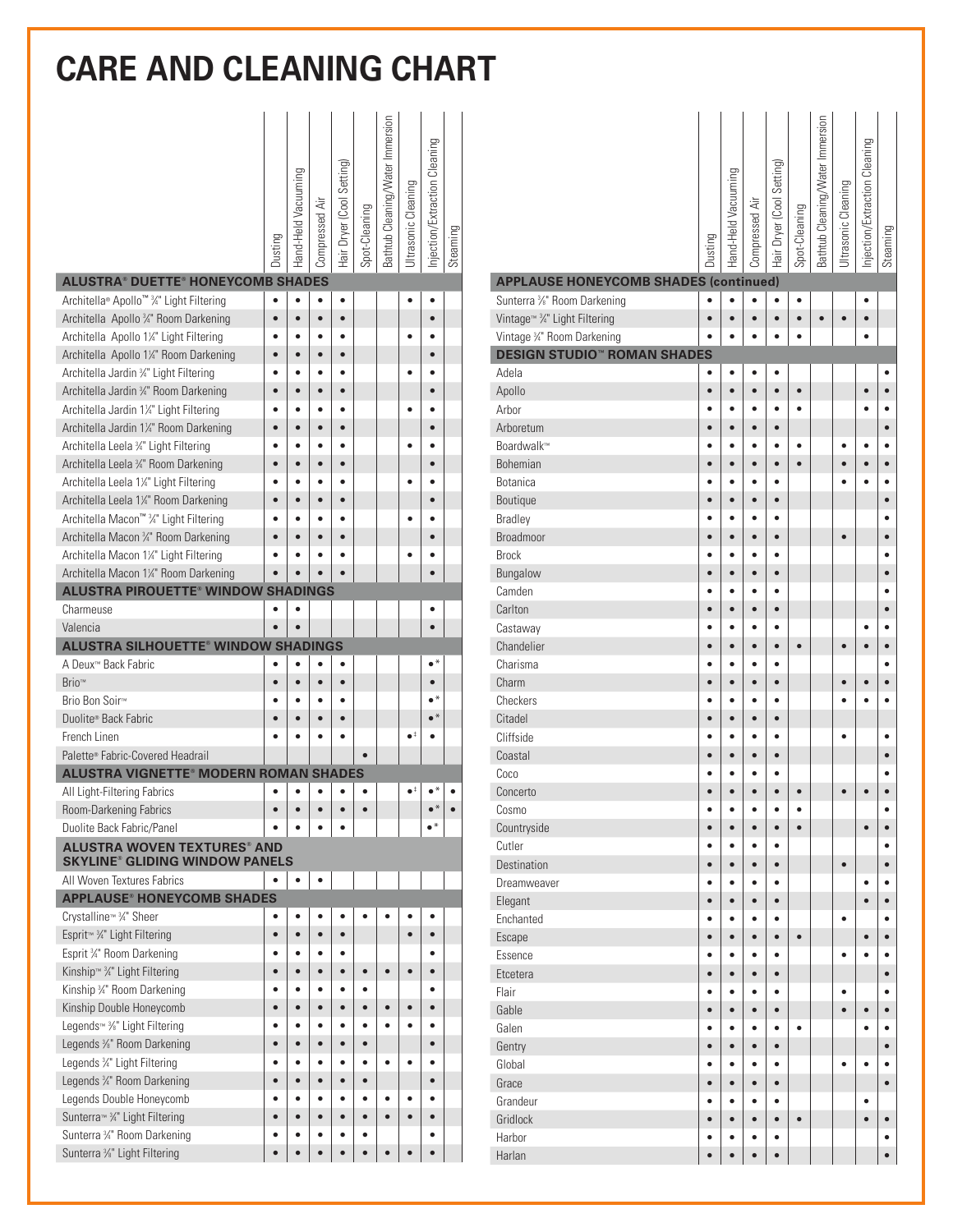# CARE AND CLEANING CHART

| | Dusting | Hand-Held Vacuuming | Compressed Air | Hair Dryer (Cool Setting) | Spot-Cleaning | Bathtub Cleaning/Water Immersion | Ultrasonic Cleaning | Injection/Extraction Cleaning | Steaming |
|---|---|---|---|---|---|---|---|---|---|
| **ALUSTRA® DUETTE® HONEYCOMB SHADES** | | | | | | | | | |
| Architella® Apollo™ ¾" Light Filtering | • | • | • | • | | | • | • | |
| Architella Apollo ¾" Room Darkening | • | • | • | • | | | | • | |
| Architella Apollo 1¼" Light Filtering | • | • | • | • | | | • | • | |
| Architella Apollo 1¼" Room Darkening | • | • | • | • | | | | • | |
| Architella Jardin ¾" Light Filtering | • | • | • | • | | | • | • | |
| Architella Jardin ¾" Room Darkening | • | • | • | • | | | | • | |
| Architella Jardin 1¼" Light Filtering | • | • | • | • | | | • | • | |
| Architella Jardin 1¼" Room Darkening | • | • | • | • | | | | • | |
| Architella Leela ¾" Light Filtering | • | • | • | • | | | • | • | |
| Architella Leela ¾" Room Darkening | • | • | • | • | | | | • | |
| Architella Leela 1¼" Light Filtering | • | • | • | • | | | • | • | |
| Architella Leela 1¼" Room Darkening | • | • | • | • | | | | • | |
| Architella Macon™ ¾" Light Filtering | • | • | • | • | | | • | • | |
| Architella Macon ¾" Room Darkening | • | • | • | • | | | | • | |
| Architella Macon 1¼" Light Filtering | • | • | • | • | | | • | • | |
| Architella Macon 1¼" Room Darkening | • | • | • | • | | | | • | |
| **ALUSTRA PIROUETTE® WINDOW SHADINGS** | | | | | | | | | |
| Charmeuse | • | • | | | | | | • | |
| Valencia | • | • | | | | | | • | |
| **ALUSTRA SILHOUETTE® WINDOW SHADINGS** | | | | | | | | | |
| A Deux™ Back Fabric | • | • | • | • | | | | •* | |
| Brio™ | • | • | • | • | | | | • | |
| Brio Bon Soir™ | • | • | • | • | | | | •* | |
| Duolite® Back Fabric | • | • | • | • | | | | •* | |
| French Linen | • | • | • | • | | | •‡ | • | |
| Palette® Fabric-Covered Headrail | | | | | • | | | | |
| **ALUSTRA VIGNETTE® MODERN ROMAN SHADES** | | | | | | | | | |
| All Light-Filtering Fabrics | • | • | • | • | • | | •‡ | •* | • |
| Room-Darkening Fabrics | • | • | • | • | • | | | •* | • |
| Duolite Back Fabric/Panel | • | • | • | • | | | | •* | |
| **ALUSTRA WOVEN TEXTURES® AND SKYLINE® GLIDING WINDOW PANELS** | | | | | | | | | |
| All Woven Textures Fabrics | • | • | • | | | | | | |
| **APPLAUSE® HONEYCOMB SHADES** | | | | | | | | | |
| Crystalline™ ¾" Sheer | • | • | • | • | • | • | • | • | |
| Esprit™ ¾" Light Filtering | • | • | • | • | | | • | • | |
| Esprit ¾" Room Darkening | • | • | • | • | | | | • | |
| Kinship™ ¾" Light Filtering | • | • | • | • | • | • | • | • | |
| Kinship ¾" Room Darkening | • | • | • | • | • | | | • | |
| Kinship Double Honeycomb | • | • | • | • | • | • | • | • | |
| Legends™ ⅜" Light Filtering | • | • | • | • | • | • | • | • | |
| Legends ⅜" Room Darkening | • | • | • | • | • | | | • | |
| Legends ¾" Light Filtering | • | • | • | • | • | • | • | • | |
| Legends ¾" Room Darkening | • | • | • | • | • | | | • | |
| Legends Double Honeycomb | • | • | • | • | • | • | • | • | |
| Sunterra™ ¾" Light Filtering | • | • | • | • | • | • | • | • | |
| Sunterra ¾" Room Darkening | • | • | • | • | • | | | • | |
| Sunterra ⅜" Light Filtering | • | • | • | • | • | • | • | • | |

| | Dusting | Hand-Held Vacuuming | Compressed Air | Hair Dryer (Cool Setting) | Spot-Cleaning | Bathtub Cleaning/Water Immersion | Ultrasonic Cleaning | Injection/Extraction Cleaning | Steaming |
|---|---|---|---|---|---|---|---|---|---|
| **APPLAUSE HONEYCOMB SHADES (continued)** | | | | | | | | | |
| Sunterra ⅜" Room Darkening | • | • | • | • | • | | | • | |
| Vintage™ ¾" Light Filtering | • | • | • | • | • | • | • | • | |
| Vintage ¾" Room Darkening | • | • | • | • | • | | | • | |
| **DESIGN STUDIO™ ROMAN SHADES** | | | | | | | | | |
| Adela | • | • | • | • | | | | | • |
| Apollo | • | • | • | • | • | | | • | • |
| Arbor | • | • | • | • | • | | | • | • |
| Arboretum | • | • | • | • | | | | | • |
| Boardwalk™ | • | • | • | • | • | | • | • | • |
| Bohemian | • | • | • | • | • | | • | • | • |
| Botanica | • | • | • | • | | | • | • | • |
| Boutique | • | • | • | • | | | | | • |
| Bradley | • | • | • | • | | | | | • |
| Broadmoor | • | • | • | • | | | • | | • |
| Brock | • | • | • | • | | | | | • |
| Bungalow | • | • | • | • | | | | | • |
| Camden | • | • | • | • | | | | | • |
| Carlton | • | • | • | • | | | | | • |
| Castaway | • | • | • | • | | | | • | • |
| Chandelier | • | • | • | • | • | | • | • | • |
| Charisma | • | • | • | • | | | | | • |
| Charm | • | • | • | • | | | • | • | • |
| Checkers | • | • | • | • | | | • | • | • |
| Citadel | • | • | • | • | | | | | |
| Cliffside | • | • | • | • | | | • | | • |
| Coastal | • | • | • | • | | | | | • |
| Coco | • | • | • | • | | | | | • |
| Concerto | • | • | • | • | • | | • | • | • |
| Cosmo | • | • | • | • | • | | | | • |
| Countryside | • | • | • | • | • | | | • | • |
| Cutler | • | • | • | • | | | | | • |
| Destination | • | • | • | • | | | • | | • |
| Dreamweaver | • | • | • | • | | | | • | • |
| Elegant | • | • | • | • | | | | • | • |
| Enchanted | • | • | • | • | | | • | | • |
| Escape | • | • | • | • | • | | | • | • |
| Essence | • | • | • | • | | | • | • | • |
| Etcetera | • | • | • | • | | | | | • |
| Flair | • | • | • | • | | | • | | • |
| Gable | • | • | • | • | | | • | • | • |
| Galen | • | • | • | • | • | | | • | • |
| Gentry | • | • | • | • | | | | | • |
| Global | • | • | • | • | | | • | • | • |
| Grace | • | • | • | • | | | | | • |
| Grandeur | • | • | • | • | | | | • | |
| Gridlock | • | • | • | • | • | | | • | • |
| Harbor | • | • | • | • | | | | | • |
| Harlan | • | • | • | • | | | | | • |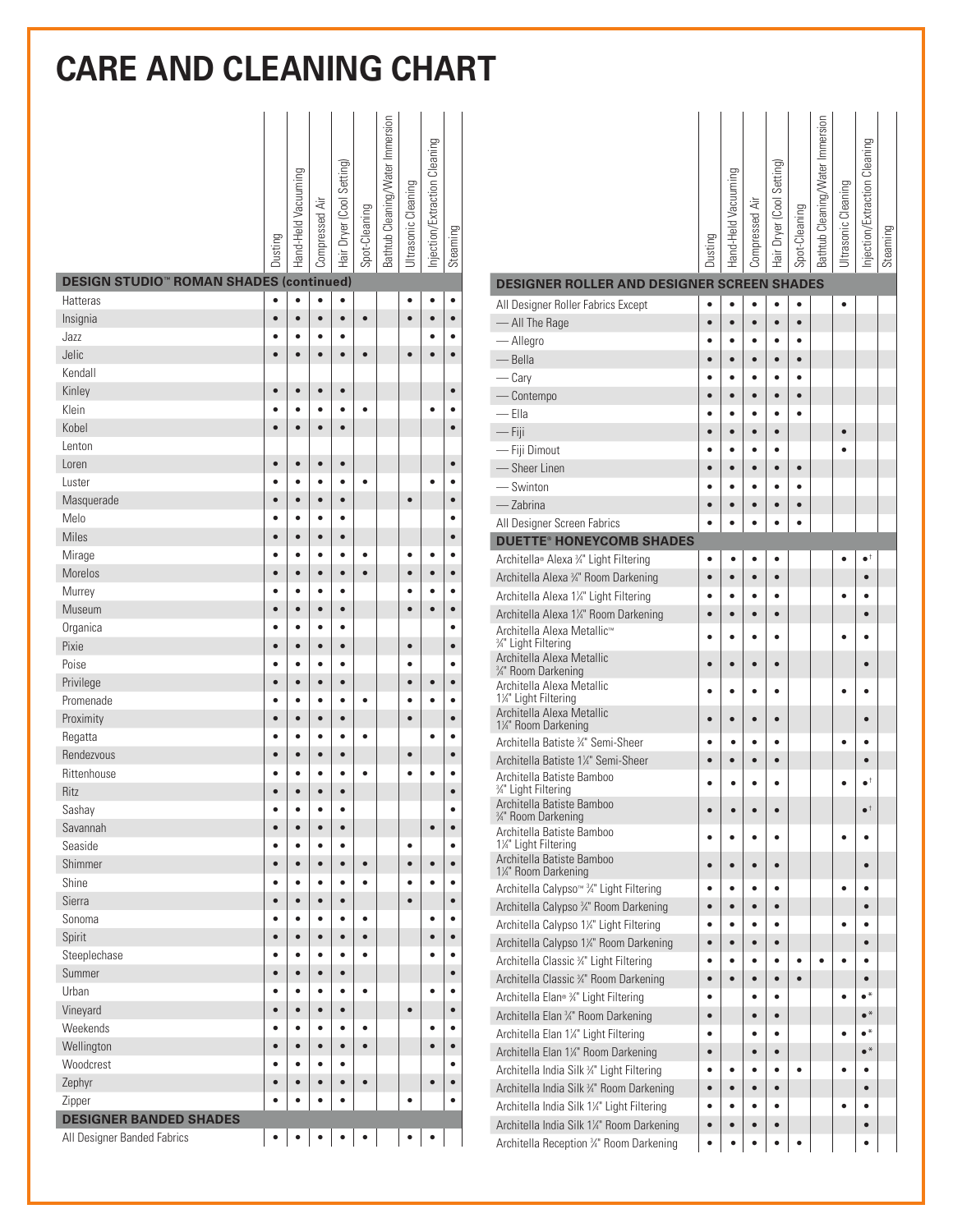# CARE AND CLEANING CHART

| | Dusting | Hand-Held Vacuuming | Compressed Air | Hair Dryer (Cool Setting) | Spot-Cleaning | Bathtub Cleaning/Water Immersion | Ultrasonic Cleaning | Injection/Extraction Cleaning | Steaming |
|---|---|---|---|---|---|---|---|---|---|
| **DESIGN STUDIO™ ROMAN SHADES (continued)** | | | | | | | | | |
| Hatteras | • | • | • | • | | | • | • | • |
| Insignia | • | • | • | • | • | | • | • | • |
| Jazz | • | • | • | • | | | | • | • |
| Jelic | • | • | • | • | • | | • | • | • |
| Kendall | | | | | | | | | |
| Kinley | • | • | • | • | | | | | • |
| Klein | • | • | • | • | • | | | • | • |
| Kobel | • | • | • | • | | | | | • |
| Lenton | | | | | | | | | |
| Loren | • | • | • | • | | | | | • |
| Luster | • | • | • | • | • | | | • | • |
| Masquerade | • | • | • | • | | | • | | • |
| Melo | • | • | • | • | | | | | • |
| Miles | • | • | • | • | | | | | • |
| Mirage | • | • | • | • | • | | • | • | • |
| Morelos | • | • | • | • | • | | • | • | • |
| Murrey | • | • | • | • | | | • | • | • |
| Museum | • | • | • | • | | | • | • | • |
| Organica | • | • | • | • | | | | | • |
| Pixie | • | • | • | • | | | • | | • |
| Poise | • | • | • | • | | | • | | • |
| Privilege | • | • | • | • | | | • | • | • |
| Promenade | • | • | • | • | • | | • | • | • |
| Proximity | • | • | • | • | | | • | | • |
| Regatta | • | • | • | • | • | | | • | • |
| Rendezvous | • | • | • | • | | | • | | • |
| Rittenhouse | • | • | • | • | • | | • | • | • |
| Ritz | • | • | • | • | | | | | • |
| Sashay | • | • | • | • | | | | | • |
| Savannah | • | • | • | • | | | | • | • |
| Seaside | • | • | • | • | | | • | | • |
| Shimmer | • | • | • | • | • | | • | • | • |
| Shine | • | • | • | • | • | | • | • | • |
| Sierra | • | • | • | • | | | • | | • |
| Sonoma | • | • | • | • | • | | | • | • |
| Spirit | • | • | • | • | • | | | • | • |
| Steeplechase | • | • | • | • | • | | | • | • |
| Summer | • | • | • | • | | | | | • |
| Urban | • | • | • | • | • | | | • | • |
| Vineyard | • | • | • | • | | | • | | • |
| Weekends | • | • | • | • | • | | | • | • |
| Wellington | • | • | • | • | • | | | • | • |
| Woodcrest | • | • | • | • | | | | | • |
| Zephyr | • | • | • | • | • | | | • | • |
| Zipper | • | • | • | • | | | • | | • |
| **DESIGNER BANDED SHADES** | | | | | | | | | |
| All Designer Banded Fabrics | • | • | • | • | • | | • | • | |

| | Dusting | Hand-Held Vacuuming | Compressed Air | Hair Dryer (Cool Setting) | Spot-Cleaning | Bathtub Cleaning/Water Immersion | Ultrasonic Cleaning | Injection/Extraction Cleaning | Steaming |
|---|---|---|---|---|---|---|---|---|---|
| **DESIGNER ROLLER AND DESIGNER SCREEN SHADES** | | | | | | | | | |
| All Designer Roller Fabrics Except | • | • | • | • | • | | • | | |
| — All The Rage | • | • | • | • | • | | | | |
| — Allegro | • | • | • | • | • | | | | |
| — Bella | • | • | • | • | • | | | | |
| — Cary | • | • | • | • | • | | | | |
| — Contempo | • | • | • | • | • | | | | |
| — Ella | • | • | • | • | • | | | | |
| — Fiji | • | • | • | • | | | • | | |
| — Fiji Dimout | • | • | • | • | | | • | | |
| — Sheer Linen | • | • | • | • | • | | | | |
| — Swinton | • | • | • | • | • | | | | |
| — Zabrina | • | • | • | • | • | | | | |
| All Designer Screen Fabrics | • | • | • | • | • | | | | |
| **DUETTE® HONEYCOMB SHADES** | | | | | | | | | |
| Architella® Alexa ¾" Light Filtering | • | • | • | • | | | • | •† | |
| Architella Alexa ¾" Room Darkening | • | • | • | • | | | | • | |
| Architella Alexa 1¼" Light Filtering | • | • | • | • | | | • | • | |
| Architella Alexa 1¼" Room Darkening | • | • | • | • | | | | • | |
| Architella Alexa Metallic™ ¾" Light Filtering | • | • | • | • | | | • | • | |
| Architella Alexa Metallic ¾" Room Darkening | • | • | • | • | | | | • | |
| Architella Alexa Metallic 1¼" Light Filtering | • | • | • | • | | | • | • | |
| Architella Alexa Metallic 1¼" Room Darkening | • | • | • | • | | | | • | |
| Architella Batiste ¾" Semi-Sheer | • | • | • | • | | | • | • | |
| Architella Batiste 1¼" Semi-Sheer | • | • | • | • | | | | • | |
| Architella Batiste Bamboo ¾" Light Filtering | • | • | • | • | | | • | •† | |
| Architella Batiste Bamboo ¾" Room Darkening | • | • | • | • | | | | •† | |
| Architella Batiste Bamboo 1¼" Light Filtering | • | • | • | • | | | • | • | |
| Architella Batiste Bamboo 1¼" Room Darkening | • | • | • | • | | | | • | |
| Architella Calypso™ ¾" Light Filtering | • | • | • | • | | | • | • | |
| Architella Calypso ¾" Room Darkening | • | • | • | • | | | | • | |
| Architella Calypso 1¼" Light Filtering | • | • | • | • | | | • | • | |
| Architella Calypso 1¼" Room Darkening | • | • | • | • | | | | • | |
| Architella Classic ¾" Light Filtering | • | • | • | • | • | • | • | • | |
| Architella Classic ¾" Room Darkening | • | • | • | • | • | | | • | |
| Architella Elan® ¾" Light Filtering | • | | • | • | | | • | •* | |
| Architella Elan ¾" Room Darkening | • | | • | • | | | | •* | |
| Architella Elan 1¼" Light Filtering | • | | • | • | | | • | •* | |
| Architella Elan 1¼" Room Darkening | • | | • | • | | | | •* | |
| Architella India Silk ¾" Light Filtering | • | • | • | • | • | | • | • | |
| Architella India Silk ¾" Room Darkening | • | • | • | • | | | | • | |
| Architella India Silk 1¼" Light Filtering | • | • | • | • | | | • | • | |
| Architella India Silk 1¼" Room Darkening | • | • | • | • | | | | • | |
| Architella Reception ¾" Room Darkening | • | • | • | • | • | | | • | |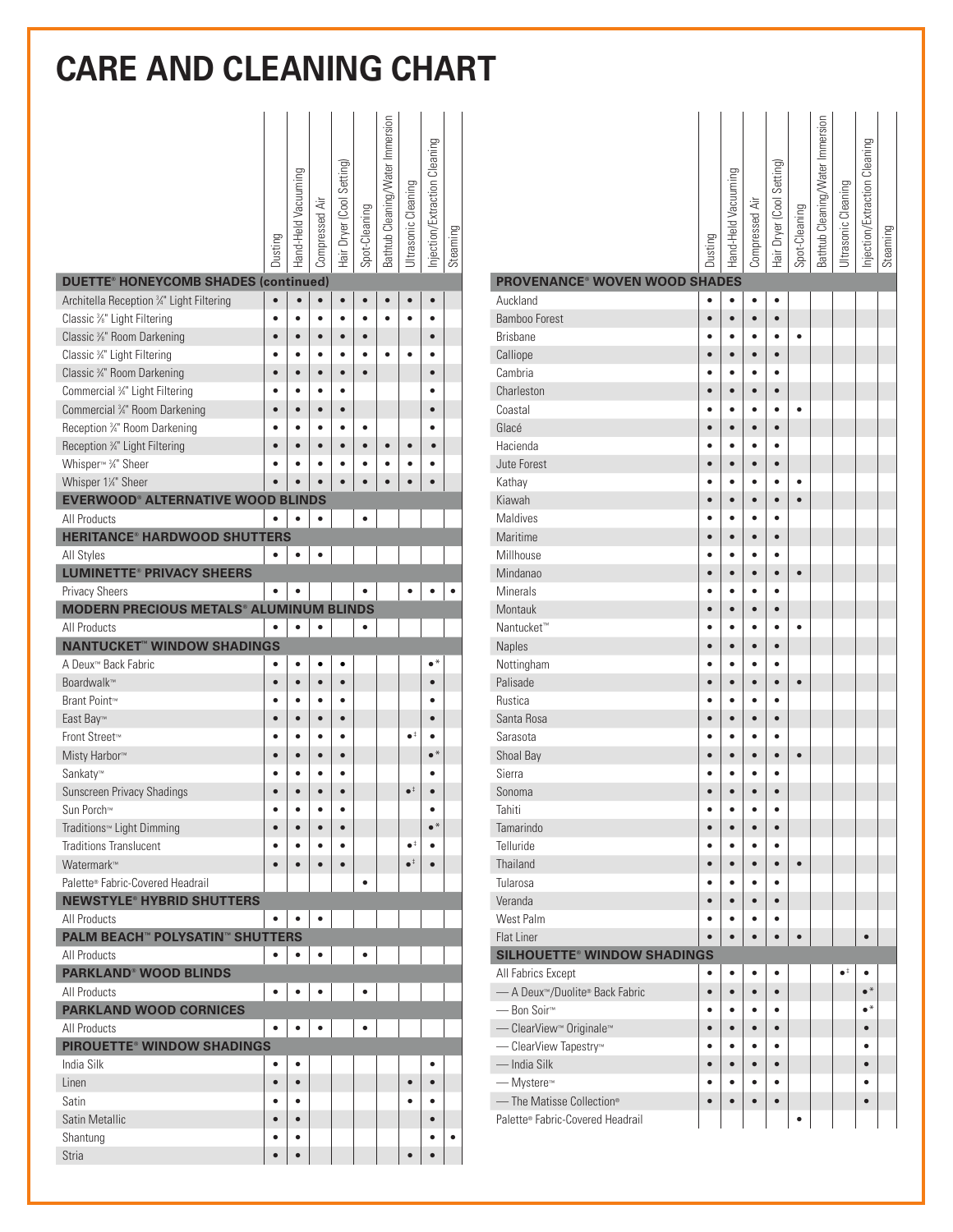# CARE AND CLEANING CHART

| | Dusting | Hand-Held Vacuuming | Compressed Air | Hair Dryer (Cool Setting) | Spot-Cleaning | Bathtub Cleaning/Water Immersion | Ultrasonic Cleaning | Injection/Extraction Cleaning | Steaming |
|---|---|---|---|---|---|---|---|---|---|
| **DUETTE® HONEYCOMB SHADES (continued)** | | | | | | | | | |
| Architella Reception ¾" Light Filtering | • | • | • | • | • | • | • | • | |
| Classic ⅜" Light Filtering | • | • | • | • | • | • | • | • | |
| Classic ⅜" Room Darkening | • | • | • | • | • | | | • | |
| Classic ¾" Light Filtering | • | • | • | • | • | • | • | • | |
| Classic ¾" Room Darkening | • | • | • | • | • | | | • | |
| Commercial ¾" Light Filtering | • | • | • | • | | | | • | |
| Commercial ¾" Room Darkening | • | • | • | • | | | | • | |
| Reception ¾" Room Darkening | • | • | • | • | • | | | • | |
| Reception ¾" Light Filtering | • | • | • | • | • | • | • | • | |
| Whisper™ ¾" Sheer | • | • | • | • | • | • | • | • | |
| Whisper 1¼" Sheer | • | • | • | • | • | • | • | • | |
| **EVERWOOD® ALTERNATIVE WOOD BLINDS** | | | | | | | | | |
| All Products | • | • | • | | • | | | | |
| **HERITANCE® HARDWOOD SHUTTERS** | | | | | | | | | |
| All Styles | • | • | • | | | | | | |
| **LUMINETTE® PRIVACY SHEERS** | | | | | | | | | |
| Privacy Sheers | • | • | | | • | | • | • | • |
| **MODERN PRECIOUS METALS® ALUMINUM BLINDS** | | | | | | | | | |
| All Products | • | • | • | | • | | | | |
| **NANTUCKET™ WINDOW SHADINGS** | | | | | | | | | |
| A Deux™ Back Fabric | • | • | • | • | | | | •* | |
| Boardwalk™ | • | • | • | • | | | | • | |
| Brant Point™ | • | • | • | • | | | | • | |
| East Bay™ | • | • | • | • | | | | • | |
| Front Street™ | • | • | • | • | | | •‡ | • | |
| Misty Harbor™ | • | • | • | • | | | | •* | |
| Sankaty™ | • | • | • | • | | | | • | |
| Sunscreen Privacy Shadings | • | • | • | • | | | •‡ | • | |
| Sun Porch™ | • | • | • | • | | | | • | |
| Traditions™ Light Dimming | • | • | • | • | | | | •* | |
| Traditions Translucent | • | • | • | • | | | •‡ | • | |
| Watermark™ | • | • | • | • | | | •‡ | • | |
| Palette® Fabric-Covered Headrail | | | | | • | | | | |
| **NEWSTYLE® HYBRID SHUTTERS** | | | | | | | | | |
| All Products | • | • | • | | | | | | |
| **PALM BEACH™ POLYSATIN™ SHUTTERS** | | | | | | | | | |
| All Products | • | • | • | | • | | | | |
| **PARKLAND® WOOD BLINDS** | | | | | | | | | |
| All Products | • | • | • | | • | | | | |
| **PARKLAND WOOD CORNICES** | | | | | | | | | |
| All Products | • | • | • | | • | | | | |
| **PIROUETTE® WINDOW SHADINGS** | | | | | | | | | |
| India Silk | • | • | | | | | | • | |
| Linen | • | • | | | | | • | • | |
| Satin | • | • | | | | | • | • | |
| Satin Metallic | • | • | | | | | | • | |
| Shantung | • | • | | | | | | • | • |
| Stria | • | • | | | | | • | • | |

| | Dusting | Hand-Held Vacuuming | Compressed Air | Hair Dryer (Cool Setting) | Spot-Cleaning | Bathtub Cleaning/Water Immersion | Ultrasonic Cleaning | Injection/Extraction Cleaning | Steaming |
|---|---|---|---|---|---|---|---|---|---|
| **PROVENANCE® WOVEN WOOD SHADES** | | | | | | | | | |
| Auckland | • | • | • | • | | | | | |
| Bamboo Forest | • | • | • | • | | | | | |
| Brisbane | • | • | • | • | • | | | | |
| Calliope | • | • | • | • | | | | | |
| Cambria | • | • | • | • | | | | | |
| Charleston | • | • | • | • | | | | | |
| Coastal | • | • | • | • | • | | | | |
| Glacé | • | • | • | • | | | | | |
| Hacienda | • | • | • | • | | | | | |
| Jute Forest | • | • | • | • | | | | | |
| Kathay | • | • | • | • | • | | | | |
| Kiawah | • | • | • | • | • | | | | |
| Maldives | • | • | • | • | | | | | |
| Maritime | • | • | • | • | | | | | |
| Millhouse | • | • | • | • | | | | | |
| Mindanao | • | • | • | • | • | | | | |
| Minerals | • | • | • | • | | | | | |
| Montauk | • | • | • | • | | | | | |
| Nantucket™ | • | • | • | • | • | | | | |
| Naples | • | • | • | • | | | | | |
| Nottingham | • | • | • | • | | | | | |
| Palisade | • | • | • | • | • | | | | |
| Rustica | • | • | • | • | | | | | |
| Santa Rosa | • | • | • | • | | | | | |
| Sarasota | • | • | • | • | | | | | |
| Shoal Bay | • | • | • | • | • | | | | |
| Sierra | • | • | • | • | | | | | |
| Sonoma | • | • | • | • | | | | | |
| Tahiti | • | • | • | • | | | | | |
| Tamarindo | • | • | • | • | | | | | |
| Telluride | • | • | • | • | | | | | |
| Thailand | • | • | • | • | • | | | | |
| Tularosa | • | • | • | • | | | | | |
| Veranda | • | • | • | • | | | | | |
| West Palm | • | • | • | • | | | | | |
| Flat Liner | • | • | • | • | • | | | • | |
| **SILHOUETTE® WINDOW SHADINGS** | | | | | | | | | |
| All Fabrics Except | • | • | • | • | | | •‡ | • | |
| — A Deux™/Duolite® Back Fabric | • | • | • | • | | | | •* | |
| — Bon Soir™ | • | • | • | • | | | | •* | |
| — ClearView™ Originale™ | • | • | • | • | | | | • | |
| — ClearView Tapestry™ | • | • | • | • | | | | • | |
| — India Silk | • | • | • | • | | | | • | |
| — Mystere™ | • | • | • | • | | | | • | |
| — The Matisse Collection® | • | • | • | • | | | | • | |
| Palette® Fabric-Covered Headrail | | | | | • | | | | |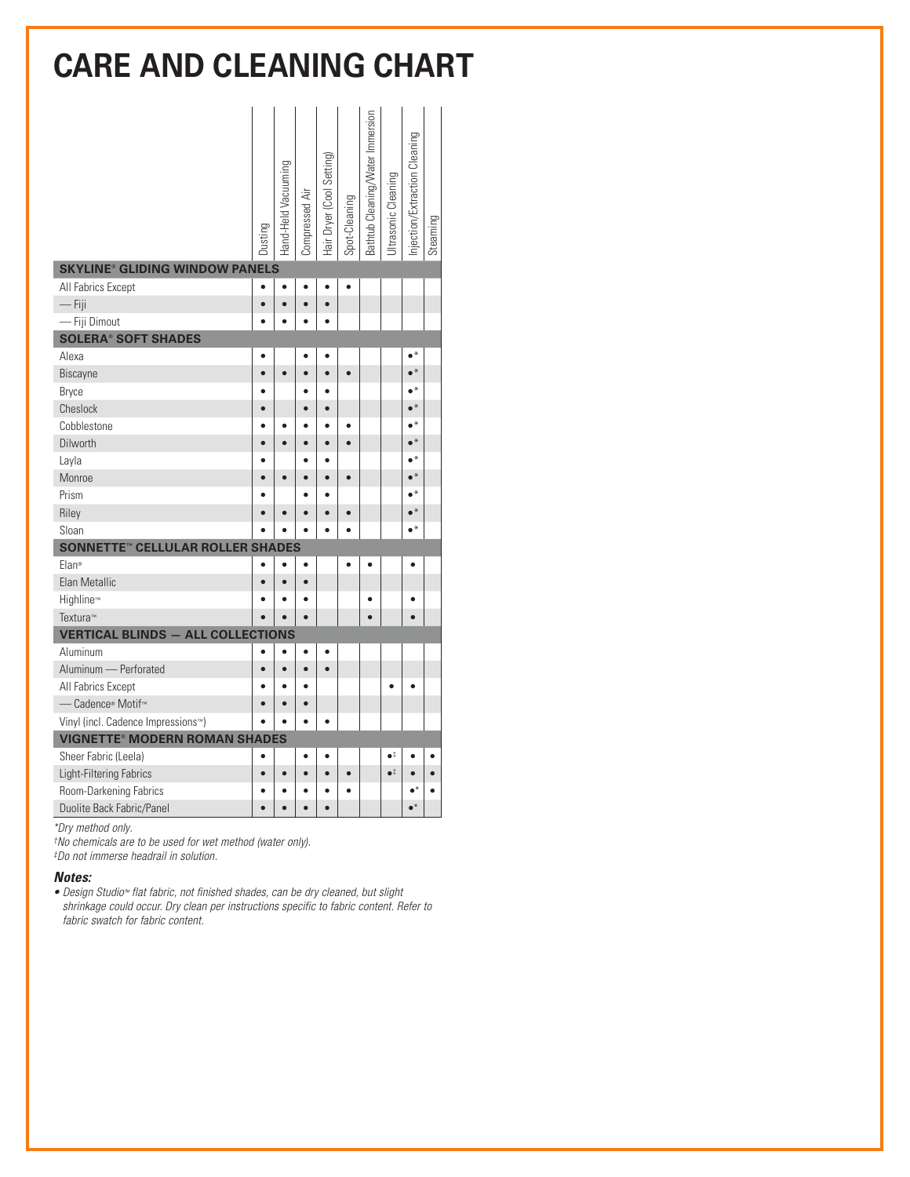# CARE AND CLEANING CHART

| | Dusting | Hand-Held Vacuuming | Compressed Air | Hair Dryer (Cool Setting) | Spot-Cleaning | Bathtub Cleaning/Water Immersion | Ultrasonic Cleaning | Injection/Extraction Cleaning | Steaming |
|---|---|---|---|---|---|---|---|---|---|
| **SKYLINE® GLIDING WINDOW PANELS** | | | | | | | | | |
| All Fabrics Except | • | • | • | • | • | | | | |
| — Fiji | • | • | • | • | | | | | |
| — Fiji Dimout | • | • | • | • | | | | | |
| **SOLERA® SOFT SHADES** | | | | | | | | | |
| Alexa | • | | • | • | | | | •* | |
| Biscayne | • | • | • | • | • | | | •* | |
| Bryce | • | | • | • | | | | •* | |
| Cheslock | • | | • | • | | | | •* | |
| Cobblestone | • | • | • | • | • | | | •* | |
| Dilworth | • | • | • | • | • | | | •* | |
| Layla | • | | • | • | | | | •* | |
| Monroe | • | • | • | • | • | | | •* | |
| Prism | • | | • | • | | | | •* | |
| Riley | • | • | • | • | • | | | •* | |
| Sloan | • | • | • | • | • | | | •* | |
| **SONNETTE™ CELLULAR ROLLER SHADES** | | | | | | | | | |
| Elan® | • | • | • | | • | • | | • | |
| Elan Metallic | • | • | • | | | | | | |
| Highline™ | • | • | • | | | • | | • | |
| Textura™ | • | • | • | | | • | | • | |
| **VERTICAL BLINDS — ALL COLLECTIONS** | | | | | | | | | |
| Aluminum | • | • | • | • | | | | | |
| Aluminum — Perforated | • | • | • | • | | | | | |
| All Fabrics Except | • | • | • | | | | • | • | |
| — Cadence® Motif™ | • | • | • | | | | | | |
| Vinyl (incl. Cadence Impressions™) | • | • | • | • | | | | | |
| **VIGNETTE® MODERN ROMAN SHADES** | | | | | | | | | |
| Sheer Fabric (Leela) | • | | • | • | | | •‡ | • | • |
| Light-Filtering Fabrics | • | • | • | • | • | | •‡ | • | • |
| Room-Darkening Fabrics | • | • | • | • | • | | | •* | • |
| Duolite Back Fabric/Panel | • | • | • | • | | | | •* | |

*\*Dry method only.*
*†No chemicals are to be used for wet method (water only).*
*‡Do not immerse headrail in solution.*

***Notes:***

- *Design Studio™ flat fabric, not finished shades, can be dry cleaned, but slight shrinkage could occur. Dry clean per instructions specific to fabric content. Refer to fabric swatch for fabric content.*